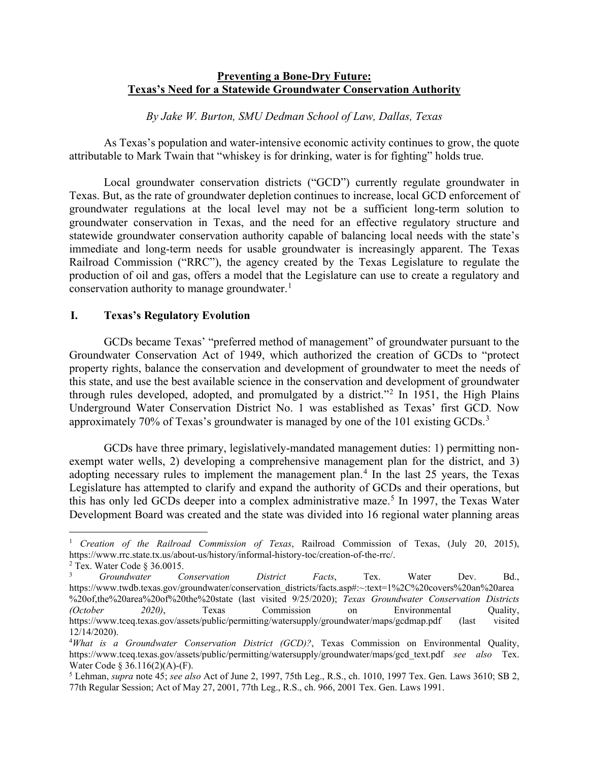**Preventing a Bone-Dry Future:**
**Texas's Need for a Statewide Groundwater Conservation Authority**

*By Jake W. Burton, SMU Dedman School of Law, Dallas, Texas*

As Texas's population and water-intensive economic activity continues to grow, the quote attributable to Mark Twain that "whiskey is for drinking, water is for fighting" holds true.

Local groundwater conservation districts ("GCD") currently regulate groundwater in Texas. But, as the rate of groundwater depletion continues to increase, local GCD enforcement of groundwater regulations at the local level may not be a sufficient long-term solution to groundwater conservation in Texas, and the need for an effective regulatory structure and statewide groundwater conservation authority capable of balancing local needs with the state's immediate and long-term needs for usable groundwater is increasingly apparent. The Texas Railroad Commission ("RRC"), the agency created by the Texas Legislature to regulate the production of oil and gas, offers a model that the Legislature can use to create a regulatory and conservation authority to manage groundwater.[1]

## I. Texas's Regulatory Evolution

GCDs became Texas' "preferred method of management" of groundwater pursuant to the Groundwater Conservation Act of 1949, which authorized the creation of GCDs to "protect property rights, balance the conservation and development of groundwater to meet the needs of this state, and use the best available science in the conservation and development of groundwater through rules developed, adopted, and promulgated by a district."[2] In 1951, the High Plains Underground Water Conservation District No. 1 was established as Texas' first GCD. Now approximately 70% of Texas's groundwater is managed by one of the 101 existing GCDs.[3]

GCDs have three primary, legislatively-mandated management duties: 1) permitting non-exempt water wells, 2) developing a comprehensive management plan for the district, and 3) adopting necessary rules to implement the management plan.[4] In the last 25 years, the Texas Legislature has attempted to clarify and expand the authority of GCDs and their operations, but this has only led GCDs deeper into a complex administrative maze.[5] In 1997, the Texas Water Development Board was created and the state was divided into 16 regional water planning areas

---

[1] *Creation of the Railroad Commission of Texas*, Railroad Commission of Texas, (July 20, 2015), https://www.rrc.state.tx.us/about-us/history/informal-history-toc/creation-of-the-rrc/.

[2] Tex. Water Code § 36.0015.

[3] *Groundwater Conservation District Facts*, Tex. Water Dev. Bd., https://www.twdb.texas.gov/groundwater/conservation_districts/facts.asp#:~:text=1%2C%20covers%20an%20area%20of,the%20area%20of%20the%20state (last visited 9/25/2020); *Texas Groundwater Conservation Districts (October 2020)*, Texas Commission on Environmental Quality, https://www.tceq.texas.gov/assets/public/permitting/watersupply/groundwater/maps/gcdmap.pdf (last visited 12/14/2020).

[4] *What is a Groundwater Conservation District (GCD)?*, Texas Commission on Environmental Quality, https://www.tceq.texas.gov/assets/public/permitting/watersupply/groundwater/maps/gcd_text.pdf *see also* Tex. Water Code § 36.116(2)(A)-(F).

[5] Lehman, *supra* note 45; *see also* Act of June 2, 1997, 75th Leg., R.S., ch. 1010, 1997 Tex. Gen. Laws 3610; SB 2, 77th Regular Session; Act of May 27, 2001, 77th Leg., R.S., ch. 966, 2001 Tex. Gen. Laws 1991.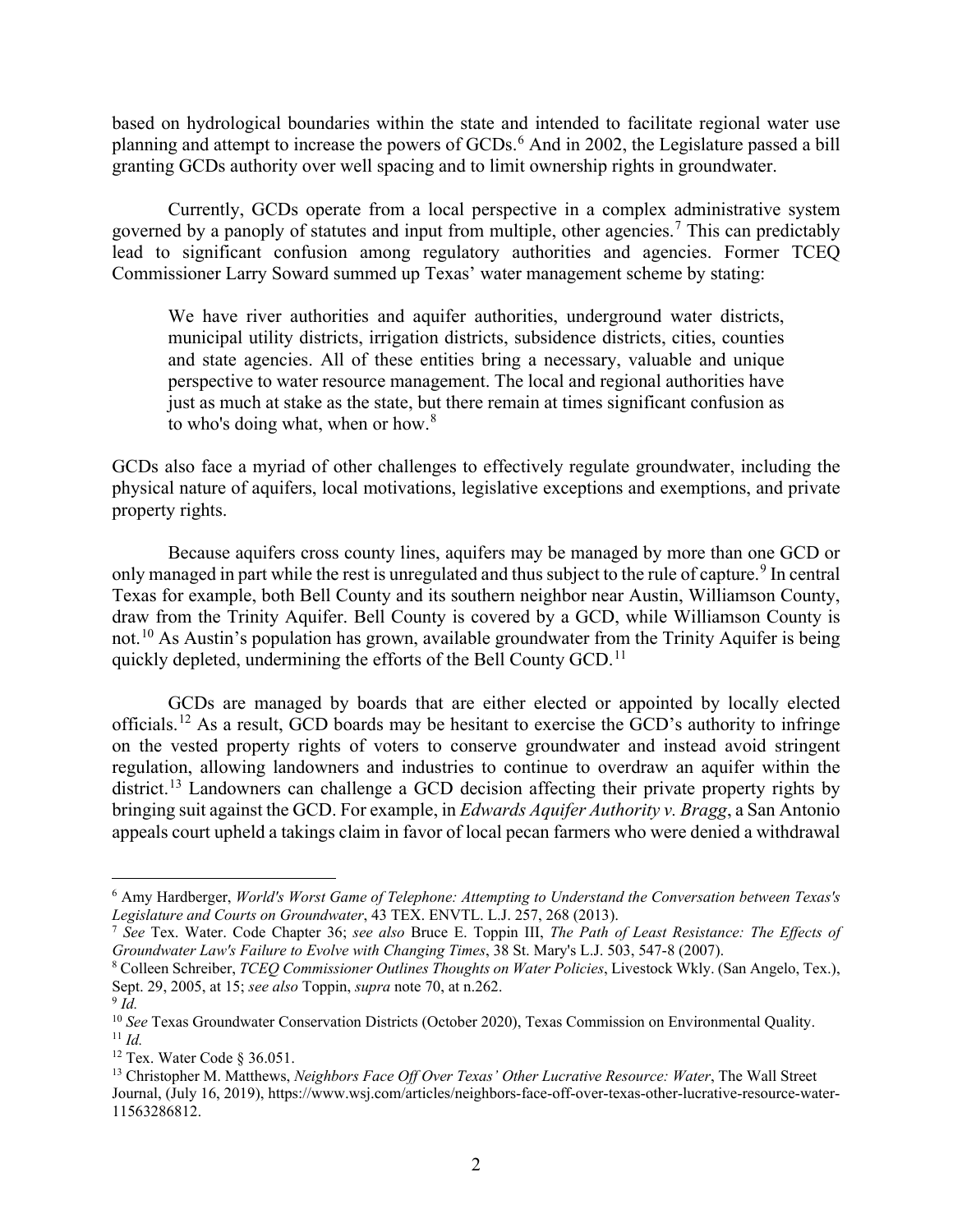based on hydrological boundaries within the state and intended to facilitate regional water use planning and attempt to increase the powers of GCDs.[6] And in 2002, the Legislature passed a bill granting GCDs authority over well spacing and to limit ownership rights in groundwater.

Currently, GCDs operate from a local perspective in a complex administrative system governed by a panoply of statutes and input from multiple, other agencies.[7] This can predictably lead to significant confusion among regulatory authorities and agencies. Former TCEQ Commissioner Larry Soward summed up Texas' water management scheme by stating:

> We have river authorities and aquifer authorities, underground water districts, municipal utility districts, irrigation districts, subsidence districts, cities, counties and state agencies. All of these entities bring a necessary, valuable and unique perspective to water resource management. The local and regional authorities have just as much at stake as the state, but there remain at times significant confusion as to who's doing what, when or how.[8]

GCDs also face a myriad of other challenges to effectively regulate groundwater, including the physical nature of aquifers, local motivations, legislative exceptions and exemptions, and private property rights.

Because aquifers cross county lines, aquifers may be managed by more than one GCD or only managed in part while the rest is unregulated and thus subject to the rule of capture.[9] In central Texas for example, both Bell County and its southern neighbor near Austin, Williamson County, draw from the Trinity Aquifer. Bell County is covered by a GCD, while Williamson County is not.[10] As Austin's population has grown, available groundwater from the Trinity Aquifer is being quickly depleted, undermining the efforts of the Bell County GCD.[11]

GCDs are managed by boards that are either elected or appointed by locally elected officials.[12] As a result, GCD boards may be hesitant to exercise the GCD's authority to infringe on the vested property rights of voters to conserve groundwater and instead avoid stringent regulation, allowing landowners and industries to continue to overdraw an aquifer within the district.[13] Landowners can challenge a GCD decision affecting their private property rights by bringing suit against the GCD. For example, in *Edwards Aquifer Authority v. Bragg*, a San Antonio appeals court upheld a takings claim in favor of local pecan farmers who were denied a withdrawal

---

[6] Amy Hardberger, *World's Worst Game of Telephone: Attempting to Understand the Conversation between Texas's Legislature and Courts on Groundwater*, 43 TEX. ENVTL. L.J. 257, 268 (2013).

[7] *See* Tex. Water. Code Chapter 36; *see also* Bruce E. Toppin III, *The Path of Least Resistance: The Effects of Groundwater Law's Failure to Evolve with Changing Times*, 38 St. Mary's L.J. 503, 547-8 (2007).

[8] Colleen Schreiber, *TCEQ Commissioner Outlines Thoughts on Water Policies*, Livestock Wkly. (San Angelo, Tex.), Sept. 29, 2005, at 15; *see also* Toppin, *supra* note 70, at n.262.

[9] *Id.*

[10] *See* Texas Groundwater Conservation Districts (October 2020), Texas Commission on Environmental Quality.

[11] *Id.*

[12] Tex. Water Code § 36.051.

[13] Christopher M. Matthews, *Neighbors Face Off Over Texas' Other Lucrative Resource: Water*, The Wall Street Journal, (July 16, 2019), https://www.wsj.com/articles/neighbors-face-off-over-texas-other-lucrative-resource-water-11563286812.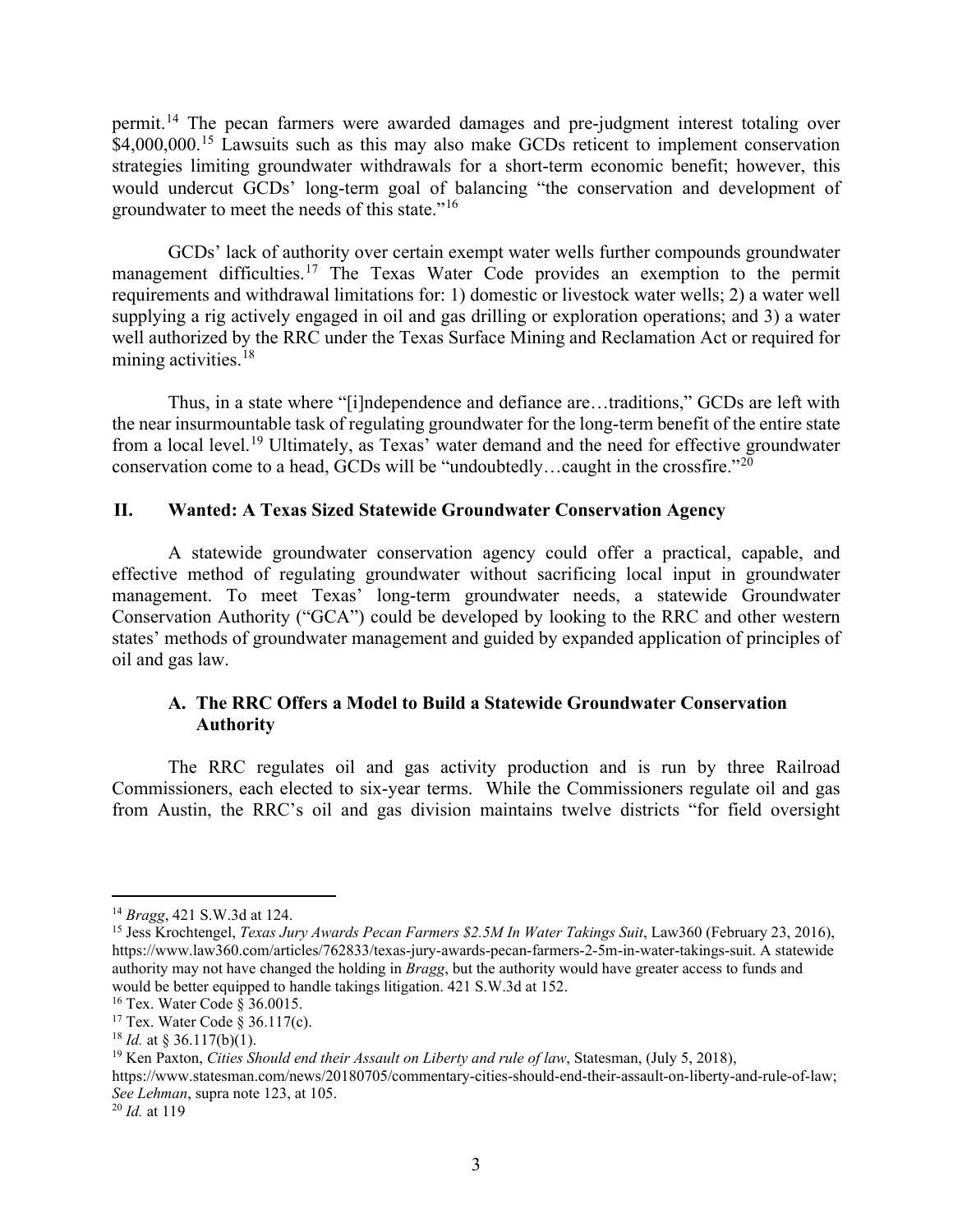permit.[14] The pecan farmers were awarded damages and pre-judgment interest totaling over $4,000,000.[15] Lawsuits such as this may also make GCDs reticent to implement conservation strategies limiting groundwater withdrawals for a short-term economic benefit; however, this would undercut GCDs' long-term goal of balancing "the conservation and development of groundwater to meet the needs of this state."[16]

GCDs' lack of authority over certain exempt water wells further compounds groundwater management difficulties.[17] The Texas Water Code provides an exemption to the permit requirements and withdrawal limitations for: 1) domestic or livestock water wells; 2) a water well supplying a rig actively engaged in oil and gas drilling or exploration operations; and 3) a water well authorized by the RRC under the Texas Surface Mining and Reclamation Act or required for mining activities.[18]

Thus, in a state where "[i]ndependence and defiance are…traditions," GCDs are left with the near insurmountable task of regulating groundwater for the long-term benefit of the entire state from a local level.[19] Ultimately, as Texas' water demand and the need for effective groundwater conservation come to a head, GCDs will be "undoubtedly…caught in the crossfire."[20]

## II. Wanted: A Texas Sized Statewide Groundwater Conservation Agency

A statewide groundwater conservation agency could offer a practical, capable, and effective method of regulating groundwater without sacrificing local input in groundwater management. To meet Texas' long-term groundwater needs, a statewide Groundwater Conservation Authority ("GCA") could be developed by looking to the RRC and other western states' methods of groundwater management and guided by expanded application of principles of oil and gas law.

### A. The RRC Offers a Model to Build a Statewide Groundwater Conservation Authority

The RRC regulates oil and gas activity production and is run by three Railroad Commissioners, each elected to six-year terms. While the Commissioners regulate oil and gas from Austin, the RRC's oil and gas division maintains twelve districts "for field oversight

---

[14] *Bragg*, 421 S.W.3d at 124.

[15] Jess Krochtengel, *Texas Jury Awards Pecan Farmers $2.5M In Water Takings Suit*, Law360 (February 23, 2016), https://www.law360.com/articles/762833/texas-jury-awards-pecan-farmers-2-5m-in-water-takings-suit. A statewide authority may not have changed the holding in *Bragg*, but the authority would have greater access to funds and would be better equipped to handle takings litigation. 421 S.W.3d at 152.

[16] Tex. Water Code § 36.0015.

[17] Tex. Water Code § 36.117(c).

[18] *Id.* at § 36.117(b)(1).

[19] Ken Paxton, *Cities Should end their Assault on Liberty and rule of law*, Statesman, (July 5, 2018), https://www.statesman.com/news/20180705/commentary-cities-should-end-their-assault-on-liberty-and-rule-of-law; *See Lehman*, supra note 123, at 105.

[20] *Id.* at 119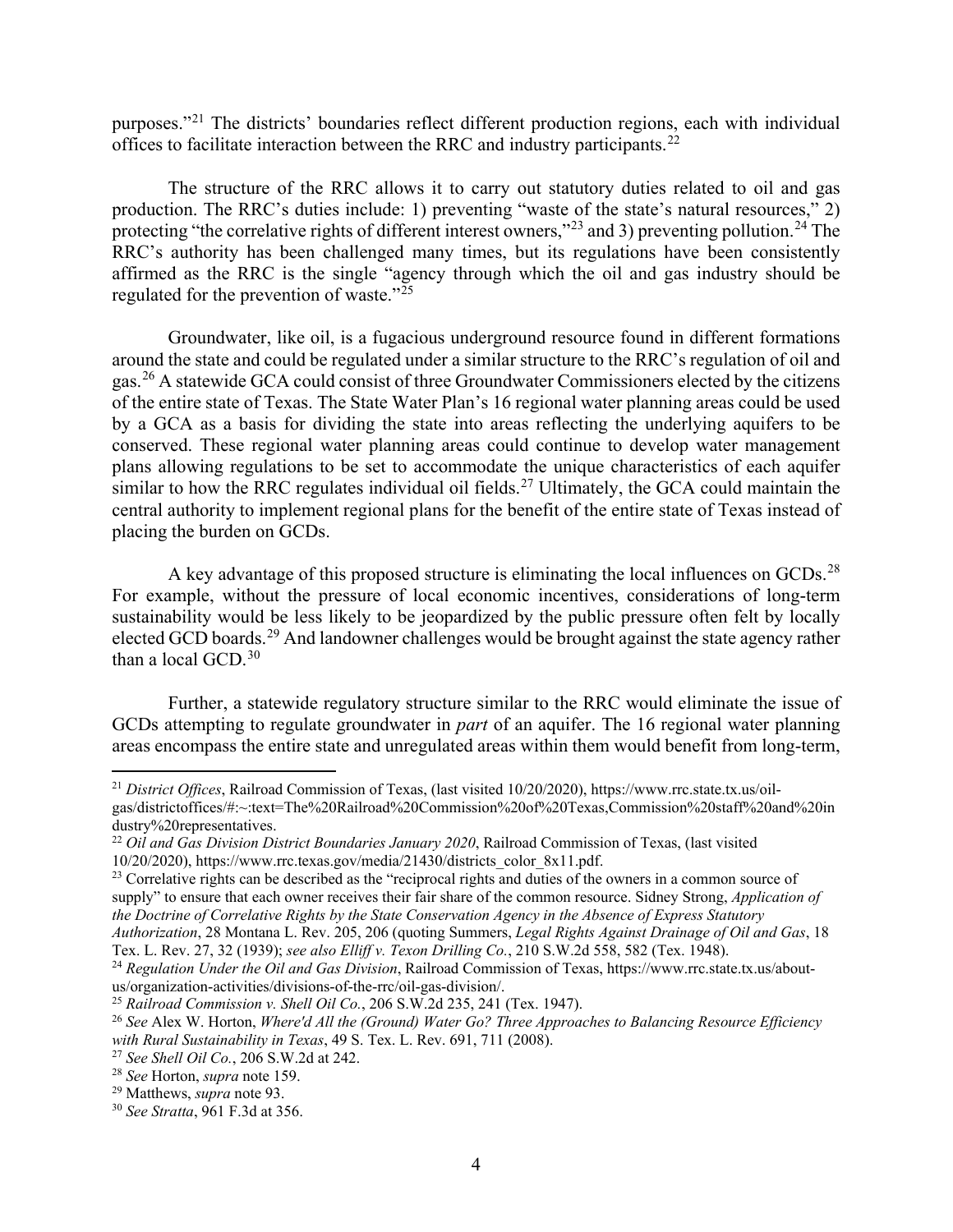purposes."[21] The districts' boundaries reflect different production regions, each with individual offices to facilitate interaction between the RRC and industry participants.[22]

The structure of the RRC allows it to carry out statutory duties related to oil and gas production. The RRC's duties include: 1) preventing "waste of the state's natural resources," 2) protecting "the correlative rights of different interest owners,"[23] and 3) preventing pollution.[24] The RRC's authority has been challenged many times, but its regulations have been consistently affirmed as the RRC is the single "agency through which the oil and gas industry should be regulated for the prevention of waste."[25]

Groundwater, like oil, is a fugacious underground resource found in different formations around the state and could be regulated under a similar structure to the RRC's regulation of oil and gas.[26] A statewide GCA could consist of three Groundwater Commissioners elected by the citizens of the entire state of Texas. The State Water Plan's 16 regional water planning areas could be used by a GCA as a basis for dividing the state into areas reflecting the underlying aquifers to be conserved. These regional water planning areas could continue to develop water management plans allowing regulations to be set to accommodate the unique characteristics of each aquifer similar to how the RRC regulates individual oil fields.[27] Ultimately, the GCA could maintain the central authority to implement regional plans for the benefit of the entire state of Texas instead of placing the burden on GCDs.

A key advantage of this proposed structure is eliminating the local influences on GCDs.[28] For example, without the pressure of local economic incentives, considerations of long-term sustainability would be less likely to be jeopardized by the public pressure often felt by locally elected GCD boards.[29] And landowner challenges would be brought against the state agency rather than a local GCD.[30]

Further, a statewide regulatory structure similar to the RRC would eliminate the issue of GCDs attempting to regulate groundwater in *part* of an aquifer. The 16 regional water planning areas encompass the entire state and unregulated areas within them would benefit from long-term,

---

[21] *District Offices*, Railroad Commission of Texas, (last visited 10/20/2020), https://www.rrc.state.tx.us/oil-gas/districtoffices/#:~:text=The%20Railroad%20Commission%20of%20Texas,Commission%20staff%20and%20industry%20representatives.

[22] *Oil and Gas Division District Boundaries January 2020*, Railroad Commission of Texas, (last visited 10/20/2020), https://www.rrc.texas.gov/media/21430/districts_color_8x11.pdf.

[23] Correlative rights can be described as the "reciprocal rights and duties of the owners in a common source of supply" to ensure that each owner receives their fair share of the common resource. Sidney Strong, *Application of the Doctrine of Correlative Rights by the State Conservation Agency in the Absence of Express Statutory Authorization*, 28 Montana L. Rev. 205, 206 (quoting Summers, *Legal Rights Against Drainage of Oil and Gas*, 18 Tex. L. Rev. 27, 32 (1939); *see also Elliff v. Texon Drilling Co.*, 210 S.W.2d 558, 582 (Tex. 1948).

[24] *Regulation Under the Oil and Gas Division*, Railroad Commission of Texas, https://www.rrc.state.tx.us/about-us/organization-activities/divisions-of-the-rrc/oil-gas-division/.

[25] *Railroad Commission v. Shell Oil Co.*, 206 S.W.2d 235, 241 (Tex. 1947).

[26] *See* Alex W. Horton, *Where'd All the (Ground) Water Go? Three Approaches to Balancing Resource Efficiency with Rural Sustainability in Texas*, 49 S. Tex. L. Rev. 691, 711 (2008).

[27] *See Shell Oil Co.*, 206 S.W.2d at 242.

[28] *See* Horton, *supra* note 159.

[29] Matthews, *supra* note 93.

[30] *See Stratta*, 961 F.3d at 356.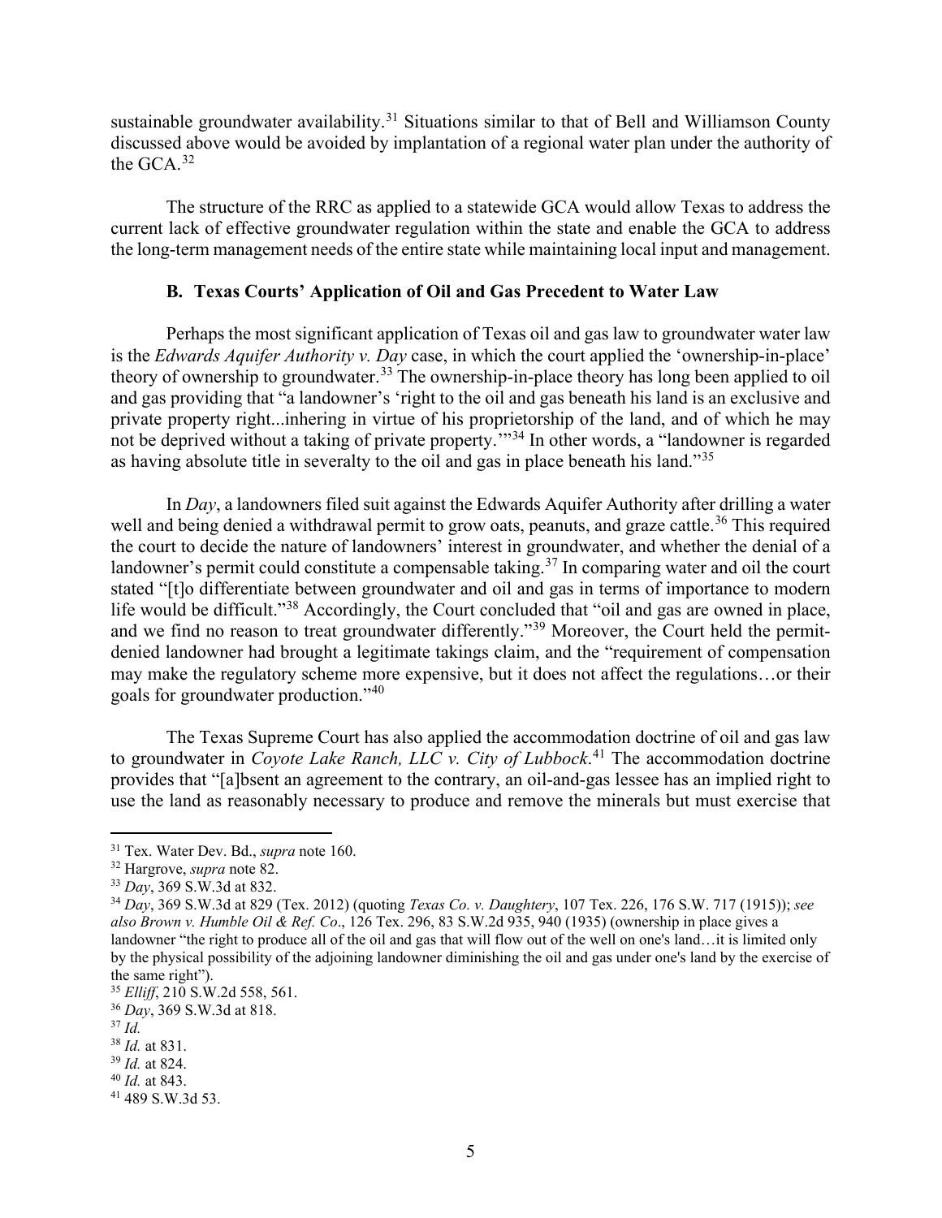sustainable groundwater availability.[31] Situations similar to that of Bell and Williamson County discussed above would be avoided by implantation of a regional water plan under the authority of the GCA.[32]

The structure of the RRC as applied to a statewide GCA would allow Texas to address the current lack of effective groundwater regulation within the state and enable the GCA to address the long-term management needs of the entire state while maintaining local input and management.

### B. Texas Courts' Application of Oil and Gas Precedent to Water Law

Perhaps the most significant application of Texas oil and gas law to groundwater water law is the *Edwards Aquifer Authority v. Day* case, in which the court applied the 'ownership-in-place' theory of ownership to groundwater.[33] The ownership-in-place theory has long been applied to oil and gas providing that "a landowner's 'right to the oil and gas beneath his land is an exclusive and private property right...inhering in virtue of his proprietorship of the land, and of which he may not be deprived without a taking of private property.'"[34] In other words, a "landowner is regarded as having absolute title in severalty to the oil and gas in place beneath his land."[35]

In *Day*, a landowners filed suit against the Edwards Aquifer Authority after drilling a water well and being denied a withdrawal permit to grow oats, peanuts, and graze cattle.[36] This required the court to decide the nature of landowners' interest in groundwater, and whether the denial of a landowner's permit could constitute a compensable taking.[37] In comparing water and oil the court stated "[t]o differentiate between groundwater and oil and gas in terms of importance to modern life would be difficult."[38] Accordingly, the Court concluded that "oil and gas are owned in place, and we find no reason to treat groundwater differently."[39] Moreover, the Court held the permit-denied landowner had brought a legitimate takings claim, and the "requirement of compensation may make the regulatory scheme more expensive, but it does not affect the regulations…or their goals for groundwater production."[40]

The Texas Supreme Court has also applied the accommodation doctrine of oil and gas law to groundwater in *Coyote Lake Ranch, LLC v. City of Lubbock*.[41] The accommodation doctrine provides that "[a]bsent an agreement to the contrary, an oil-and-gas lessee has an implied right to use the land as reasonably necessary to produce and remove the minerals but must exercise that

---

[31] Tex. Water Dev. Bd., *supra* note 160.

[32] Hargrove, *supra* note 82.

[33] *Day*, 369 S.W.3d at 832.

[34] *Day*, 369 S.W.3d at 829 (Tex. 2012) (quoting *Texas Co. v. Daughtery*, 107 Tex. 226, 176 S.W. 717 (1915)); *see also Brown v. Humble Oil & Ref. Co*., 126 Tex. 296, 83 S.W.2d 935, 940 (1935) (ownership in place gives a landowner "the right to produce all of the oil and gas that will flow out of the well on one's land…it is limited only by the physical possibility of the adjoining landowner diminishing the oil and gas under one's land by the exercise of the same right").

[35] *Elliff*, 210 S.W.2d 558, 561.

[36] *Day*, 369 S.W.3d at 818.

[37] *Id.*

[38] *Id.* at 831.

[39] *Id.* at 824.

[40] *Id.* at 843.

[41] 489 S.W.3d 53.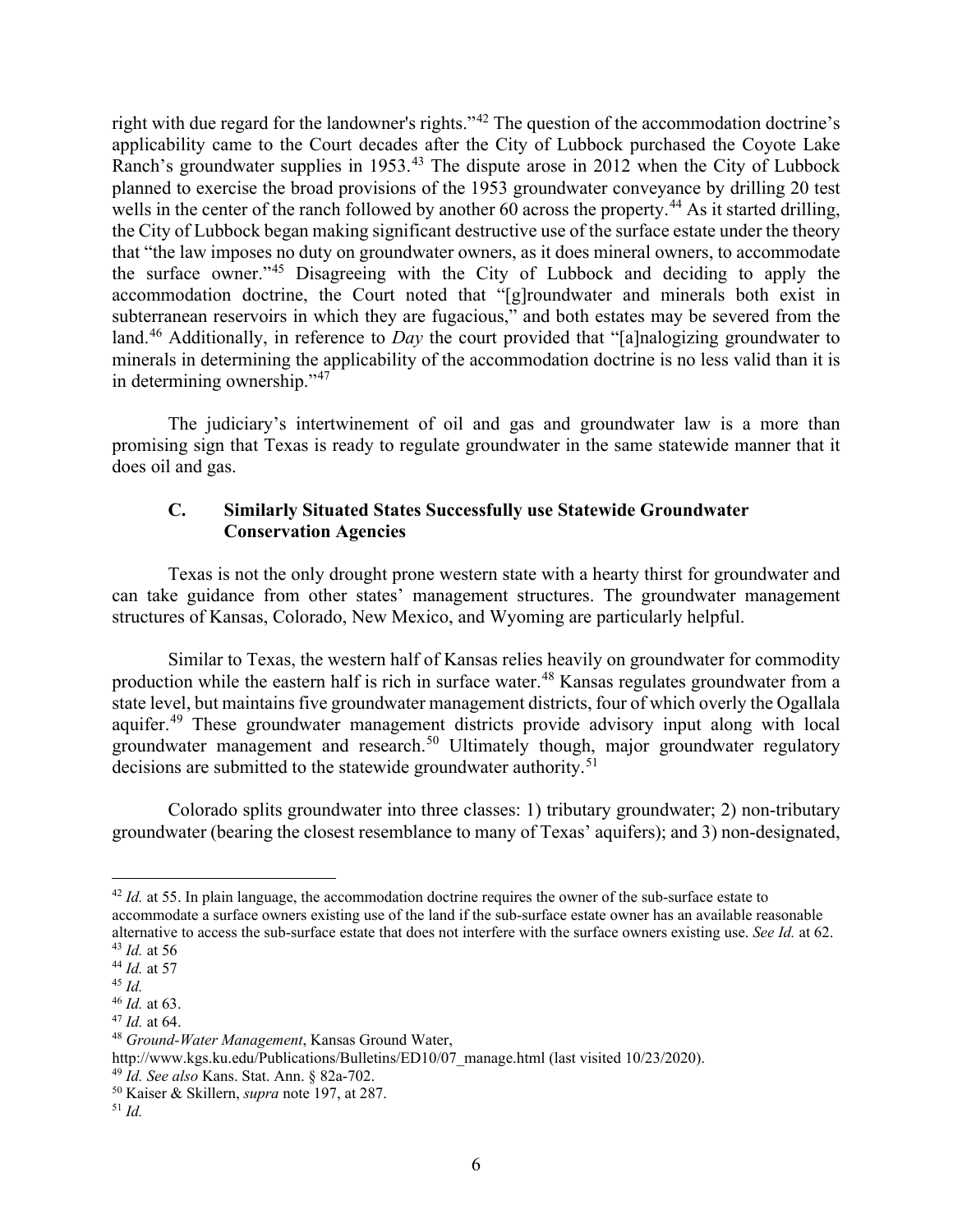right with due regard for the landowner's rights."[42] The question of the accommodation doctrine's applicability came to the Court decades after the City of Lubbock purchased the Coyote Lake Ranch's groundwater supplies in 1953.[43] The dispute arose in 2012 when the City of Lubbock planned to exercise the broad provisions of the 1953 groundwater conveyance by drilling 20 test wells in the center of the ranch followed by another 60 across the property.[44] As it started drilling, the City of Lubbock began making significant destructive use of the surface estate under the theory that "the law imposes no duty on groundwater owners, as it does mineral owners, to accommodate the surface owner."[45] Disagreeing with the City of Lubbock and deciding to apply the accommodation doctrine, the Court noted that "[g]roundwater and minerals both exist in subterranean reservoirs in which they are fugacious," and both estates may be severed from the land.[46] Additionally, in reference to *Day* the court provided that "[a]nalogizing groundwater to minerals in determining the applicability of the accommodation doctrine is no less valid than it is in determining ownership."[47]

The judiciary's intertwinement of oil and gas and groundwater law is a more than promising sign that Texas is ready to regulate groundwater in the same statewide manner that it does oil and gas.

### C. Similarly Situated States Successfully use Statewide Groundwater Conservation Agencies

Texas is not the only drought prone western state with a hearty thirst for groundwater and can take guidance from other states' management structures. The groundwater management structures of Kansas, Colorado, New Mexico, and Wyoming are particularly helpful.

Similar to Texas, the western half of Kansas relies heavily on groundwater for commodity production while the eastern half is rich in surface water.[48] Kansas regulates groundwater from a state level, but maintains five groundwater management districts, four of which overly the Ogallala aquifer.[49] These groundwater management districts provide advisory input along with local groundwater management and research.[50] Ultimately though, major groundwater regulatory decisions are submitted to the statewide groundwater authority.[51]

Colorado splits groundwater into three classes: 1) tributary groundwater; 2) non-tributary groundwater (bearing the closest resemblance to many of Texas' aquifers); and 3) non-designated,

---

[42] *Id.* at 55. In plain language, the accommodation doctrine requires the owner of the sub-surface estate to accommodate a surface owners existing use of the land if the sub-surface estate owner has an available reasonable alternative to access the sub-surface estate that does not interfere with the surface owners existing use. *See Id.* at 62.

[43] *Id.* at 56

[44] *Id.* at 57

[45] *Id.*

[46] *Id.* at 63.

[47] *Id.* at 64.

[48] *Ground-Water Management*, Kansas Ground Water, http://www.kgs.ku.edu/Publications/Bulletins/ED10/07_manage.html (last visited 10/23/2020).

[49] *Id. See also* Kans. Stat. Ann. § 82a-702.

[50] Kaiser & Skillern, *supra* note 197, at 287.

[51] *Id.*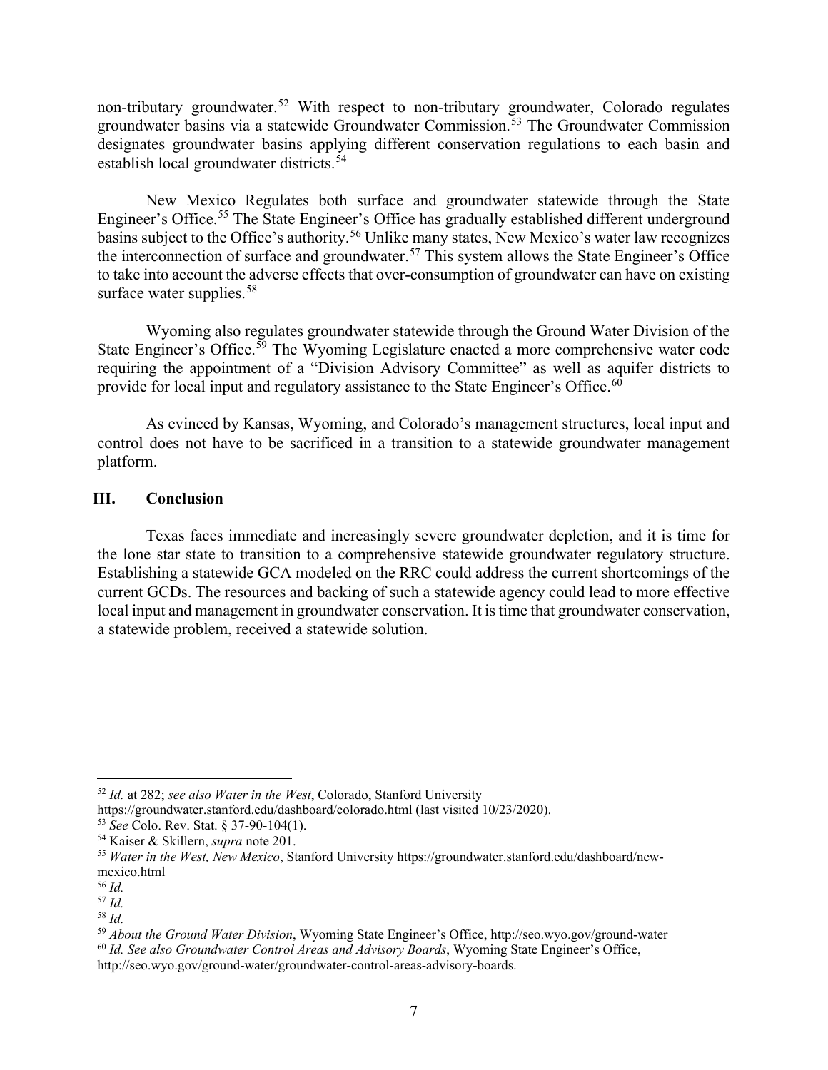non-tributary groundwater.[52] With respect to non-tributary groundwater, Colorado regulates groundwater basins via a statewide Groundwater Commission.[53] The Groundwater Commission designates groundwater basins applying different conservation regulations to each basin and establish local groundwater districts.[54]

New Mexico Regulates both surface and groundwater statewide through the State Engineer's Office.[55] The State Engineer's Office has gradually established different underground basins subject to the Office's authority.[56] Unlike many states, New Mexico's water law recognizes the interconnection of surface and groundwater.[57] This system allows the State Engineer's Office to take into account the adverse effects that over-consumption of groundwater can have on existing surface water supplies.[58]

Wyoming also regulates groundwater statewide through the Ground Water Division of the State Engineer's Office.[59] The Wyoming Legislature enacted a more comprehensive water code requiring the appointment of a "Division Advisory Committee" as well as aquifer districts to provide for local input and regulatory assistance to the State Engineer's Office.[60]

As evinced by Kansas, Wyoming, and Colorado's management structures, local input and control does not have to be sacrificed in a transition to a statewide groundwater management platform.

## III. Conclusion

Texas faces immediate and increasingly severe groundwater depletion, and it is time for the lone star state to transition to a comprehensive statewide groundwater regulatory structure. Establishing a statewide GCA modeled on the RRC could address the current shortcomings of the current GCDs. The resources and backing of such a statewide agency could lead to more effective local input and management in groundwater conservation. It is time that groundwater conservation, a statewide problem, received a statewide solution.

---

[52] *Id.* at 282; *see also Water in the West*, Colorado, Stanford University https://groundwater.stanford.edu/dashboard/colorado.html (last visited 10/23/2020).

[53] *See* Colo. Rev. Stat. § 37-90-104(1).

[54] Kaiser & Skillern, *supra* note 201.

[55] *Water in the West, New Mexico*, Stanford University https://groundwater.stanford.edu/dashboard/new-mexico.html

[56] *Id.*

[57] *Id.*

[58] *Id.*

[59] *About the Ground Water Division*, Wyoming State Engineer's Office, http://seo.wyo.gov/ground-water

[60] *Id. See also Groundwater Control Areas and Advisory Boards*, Wyoming State Engineer's Office, http://seo.wyo.gov/ground-water/groundwater-control-areas-advisory-boards.